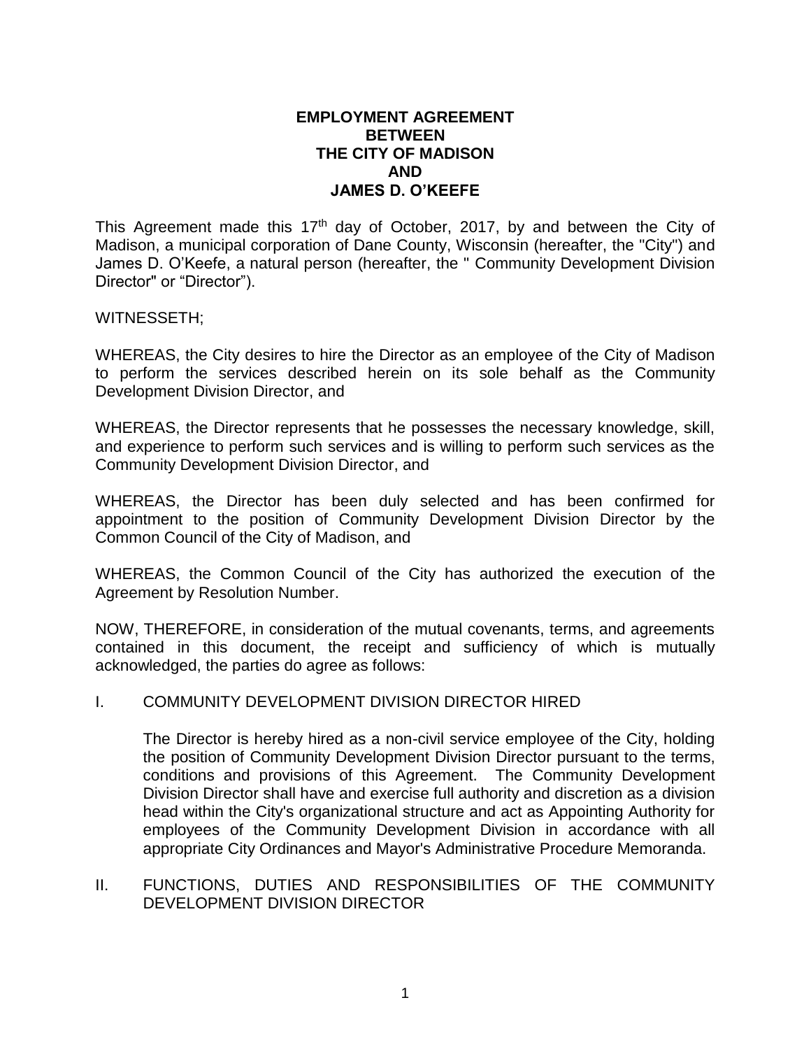# EMPLOYMENT AGREEMENT BETWEEN THE CITY OF MADISON AND JAMES D. O'KEEFE

This Agreement made this 17th day of October, 2017, by and between the City of Madison, a municipal corporation of Dane County, Wisconsin (hereafter, the "City") and James D. O'Keefe, a natural person (hereafter, the " Community Development Division Director" or "Director").

WITNESSETH;

WHEREAS, the City desires to hire the Director as an employee of the City of Madison to perform the services described herein on its sole behalf as the Community Development Division Director, and

WHEREAS, the Director represents that he possesses the necessary knowledge, skill, and experience to perform such services and is willing to perform such services as the Community Development Division Director, and

WHEREAS, the Director has been duly selected and has been confirmed for appointment to the position of Community Development Division Director by the Common Council of the City of Madison, and

WHEREAS, the Common Council of the City has authorized the execution of the Agreement by Resolution Number.

NOW, THEREFORE, in consideration of the mutual covenants, terms, and agreements contained in this document, the receipt and sufficiency of which is mutually acknowledged, the parties do agree as follows:

## I. COMMUNITY DEVELOPMENT DIVISION DIRECTOR HIRED

The Director is hereby hired as a non-civil service employee of the City, holding the position of Community Development Division Director pursuant to the terms, conditions and provisions of this Agreement. The Community Development Division Director shall have and exercise full authority and discretion as a division head within the City's organizational structure and act as Appointing Authority for employees of the Community Development Division in accordance with all appropriate City Ordinances and Mayor's Administrative Procedure Memoranda.

## II. FUNCTIONS, DUTIES AND RESPONSIBILITIES OF THE COMMUNITY DEVELOPMENT DIVISION DIRECTOR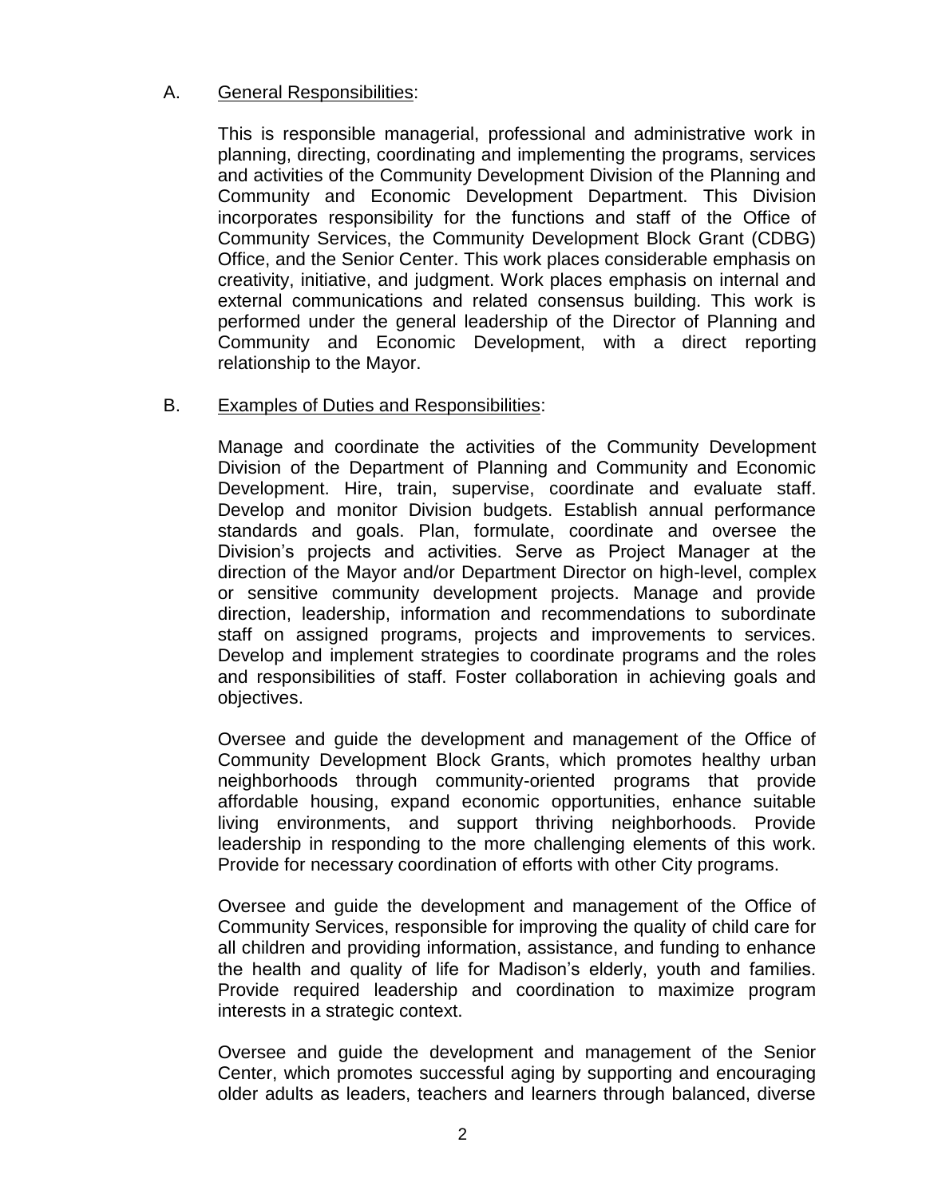A. <u>General Responsibilities</u>:

This is responsible managerial, professional and administrative work in planning, directing, coordinating and implementing the programs, services and activities of the Community Development Division of the Planning and Community and Economic Development Department. This Division incorporates responsibility for the functions and staff of the Office of Community Services, the Community Development Block Grant (CDBG) Office, and the Senior Center. This work places considerable emphasis on creativity, initiative, and judgment. Work places emphasis on internal and external communications and related consensus building. This work is performed under the general leadership of the Director of Planning and Community and Economic Development, with a direct reporting relationship to the Mayor.

B. <u>Examples of Duties and Responsibilities</u>:

Manage and coordinate the activities of the Community Development Division of the Department of Planning and Community and Economic Development. Hire, train, supervise, coordinate and evaluate staff. Develop and monitor Division budgets. Establish annual performance standards and goals. Plan, formulate, coordinate and oversee the Division's projects and activities. Serve as Project Manager at the direction of the Mayor and/or Department Director on high-level, complex or sensitive community development projects. Manage and provide direction, leadership, information and recommendations to subordinate staff on assigned programs, projects and improvements to services. Develop and implement strategies to coordinate programs and the roles and responsibilities of staff. Foster collaboration in achieving goals and objectives.

Oversee and guide the development and management of the Office of Community Development Block Grants, which promotes healthy urban neighborhoods through community-oriented programs that provide affordable housing, expand economic opportunities, enhance suitable living environments, and support thriving neighborhoods. Provide leadership in responding to the more challenging elements of this work. Provide for necessary coordination of efforts with other City programs.

Oversee and guide the development and management of the Office of Community Services, responsible for improving the quality of child care for all children and providing information, assistance, and funding to enhance the health and quality of life for Madison's elderly, youth and families. Provide required leadership and coordination to maximize program interests in a strategic context.

Oversee and guide the development and management of the Senior Center, which promotes successful aging by supporting and encouraging older adults as leaders, teachers and learners through balanced, diverse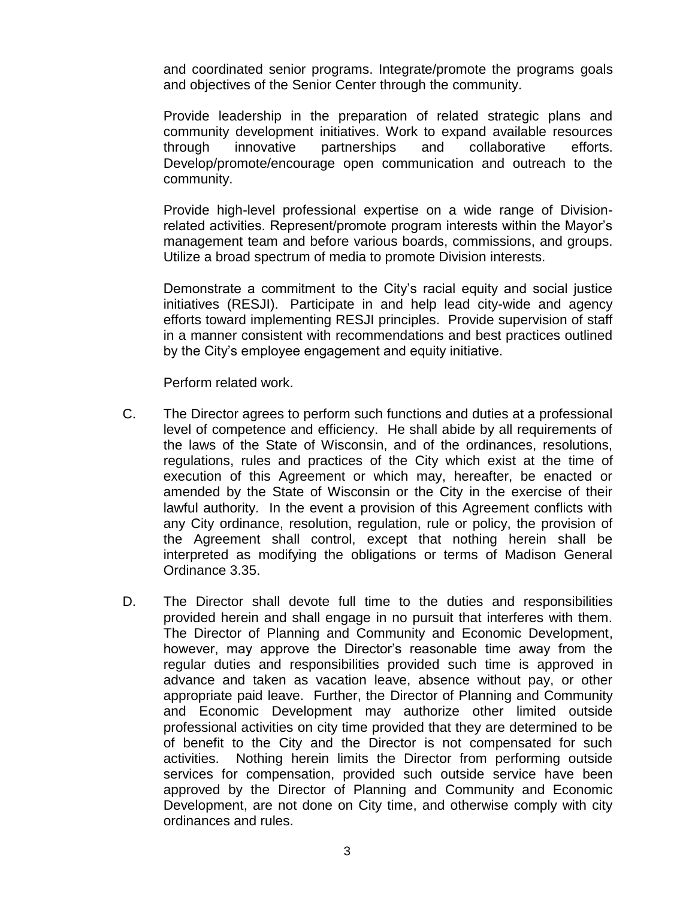and coordinated senior programs. Integrate/promote the programs goals and objectives of the Senior Center through the community.

Provide leadership in the preparation of related strategic plans and community development initiatives. Work to expand available resources through innovative partnerships and collaborative efforts. Develop/promote/encourage open communication and outreach to the community.

Provide high-level professional expertise on a wide range of Division-related activities. Represent/promote program interests within the Mayor's management team and before various boards, commissions, and groups. Utilize a broad spectrum of media to promote Division interests.

Demonstrate a commitment to the City's racial equity and social justice initiatives (RESJI). Participate in and help lead city-wide and agency efforts toward implementing RESJI principles. Provide supervision of staff in a manner consistent with recommendations and best practices outlined by the City's employee engagement and equity initiative.

Perform related work.

C. The Director agrees to perform such functions and duties at a professional level of competence and efficiency. He shall abide by all requirements of the laws of the State of Wisconsin, and of the ordinances, resolutions, regulations, rules and practices of the City which exist at the time of execution of this Agreement or which may, hereafter, be enacted or amended by the State of Wisconsin or the City in the exercise of their lawful authority. In the event a provision of this Agreement conflicts with any City ordinance, resolution, regulation, rule or policy, the provision of the Agreement shall control, except that nothing herein shall be interpreted as modifying the obligations or terms of Madison General Ordinance 3.35.

D. The Director shall devote full time to the duties and responsibilities provided herein and shall engage in no pursuit that interferes with them. The Director of Planning and Community and Economic Development, however, may approve the Director's reasonable time away from the regular duties and responsibilities provided such time is approved in advance and taken as vacation leave, absence without pay, or other appropriate paid leave. Further, the Director of Planning and Community and Economic Development may authorize other limited outside professional activities on city time provided that they are determined to be of benefit to the City and the Director is not compensated for such activities. Nothing herein limits the Director from performing outside services for compensation, provided such outside service have been approved by the Director of Planning and Community and Economic Development, are not done on City time, and otherwise comply with city ordinances and rules.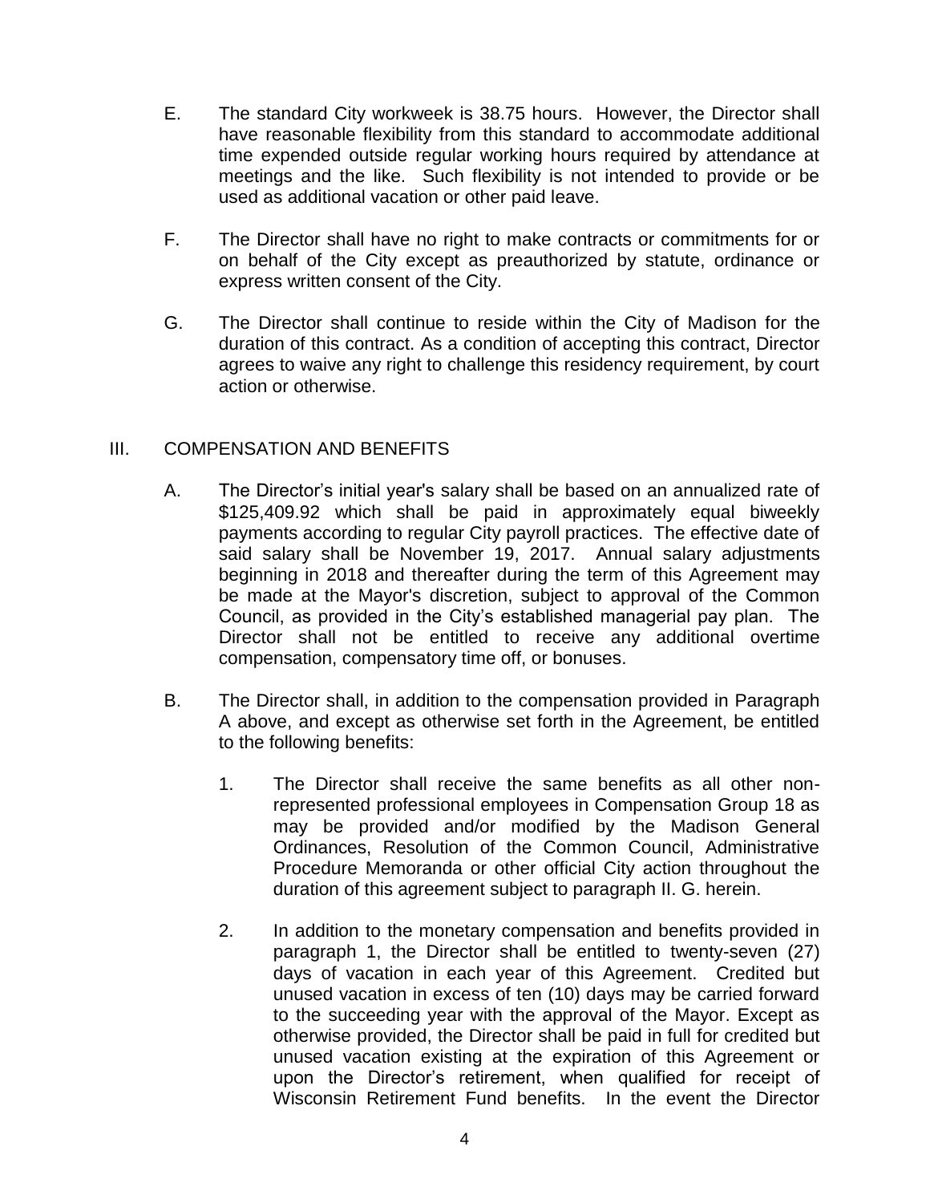E. The standard City workweek is 38.75 hours. However, the Director shall have reasonable flexibility from this standard to accommodate additional time expended outside regular working hours required by attendance at meetings and the like. Such flexibility is not intended to provide or be used as additional vacation or other paid leave.

F. The Director shall have no right to make contracts or commitments for or on behalf of the City except as preauthorized by statute, ordinance or express written consent of the City.

G. The Director shall continue to reside within the City of Madison for the duration of this contract. As a condition of accepting this contract, Director agrees to waive any right to challenge this residency requirement, by court action or otherwise.

## III. COMPENSATION AND BENEFITS

A. The Director's initial year's salary shall be based on an annualized rate of $125,409.92 which shall be paid in approximately equal biweekly payments according to regular City payroll practices. The effective date of said salary shall be November 19, 2017. Annual salary adjustments beginning in 2018 and thereafter during the term of this Agreement may be made at the Mayor's discretion, subject to approval of the Common Council, as provided in the City's established managerial pay plan. The Director shall not be entitled to receive any additional overtime compensation, compensatory time off, or bonuses.

B. The Director shall, in addition to the compensation provided in Paragraph A above, and except as otherwise set forth in the Agreement, be entitled to the following benefits:

1. The Director shall receive the same benefits as all other non-represented professional employees in Compensation Group 18 as may be provided and/or modified by the Madison General Ordinances, Resolution of the Common Council, Administrative Procedure Memoranda or other official City action throughout the duration of this agreement subject to paragraph II. G. herein.

2. In addition to the monetary compensation and benefits provided in paragraph 1, the Director shall be entitled to twenty-seven (27) days of vacation in each year of this Agreement. Credited but unused vacation in excess of ten (10) days may be carried forward to the succeeding year with the approval of the Mayor. Except as otherwise provided, the Director shall be paid in full for credited but unused vacation existing at the expiration of this Agreement or upon the Director's retirement, when qualified for receipt of Wisconsin Retirement Fund benefits. In the event the Director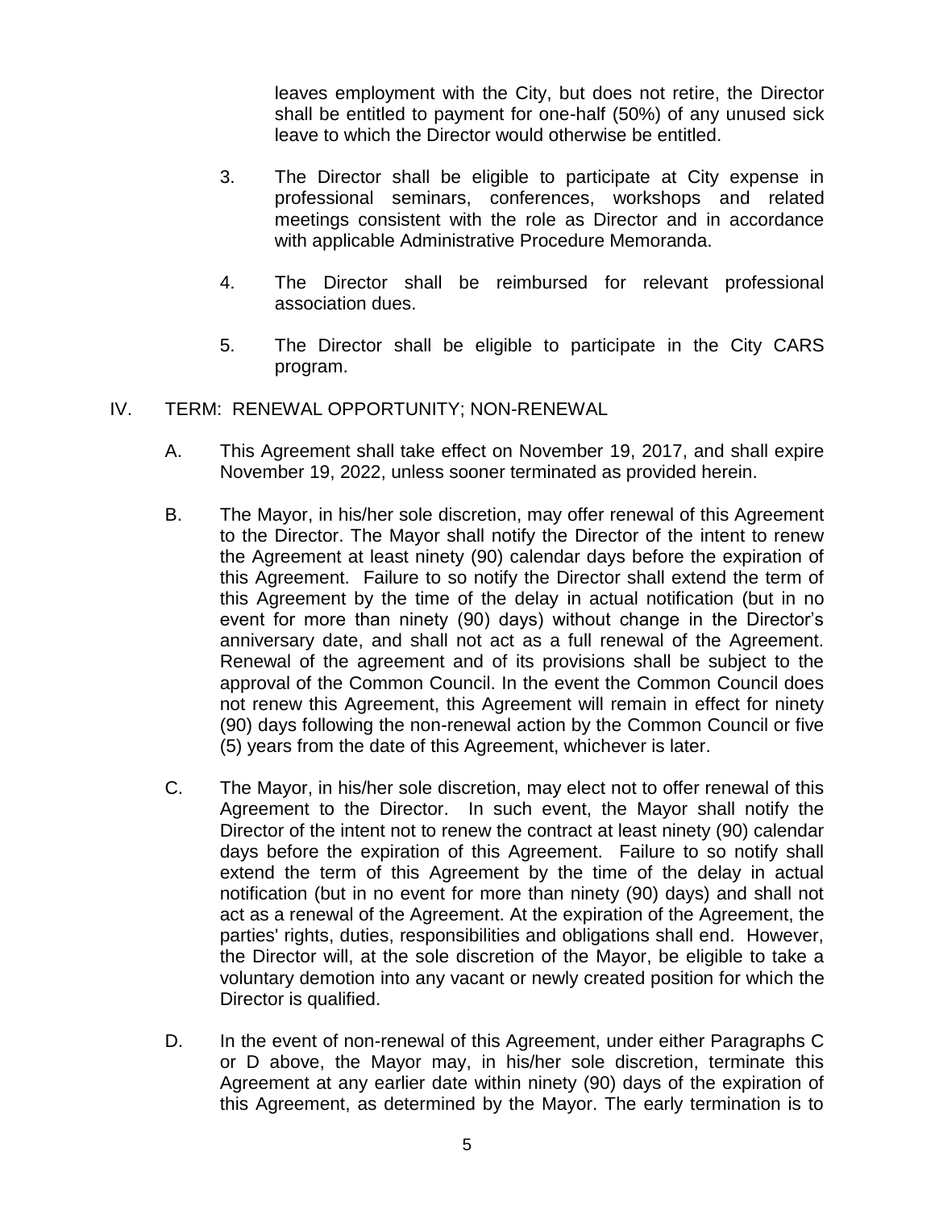leaves employment with the City, but does not retire, the Director shall be entitled to payment for one-half (50%) of any unused sick leave to which the Director would otherwise be entitled.

3. The Director shall be eligible to participate at City expense in professional seminars, conferences, workshops and related meetings consistent with the role as Director and in accordance with applicable Administrative Procedure Memoranda.

4. The Director shall be reimbursed for relevant professional association dues.

5. The Director shall be eligible to participate in the City CARS program.

## IV. TERM: RENEWAL OPPORTUNITY; NON-RENEWAL

A. This Agreement shall take effect on November 19, 2017, and shall expire November 19, 2022, unless sooner terminated as provided herein.

B. The Mayor, in his/her sole discretion, may offer renewal of this Agreement to the Director. The Mayor shall notify the Director of the intent to renew the Agreement at least ninety (90) calendar days before the expiration of this Agreement. Failure to so notify the Director shall extend the term of this Agreement by the time of the delay in actual notification (but in no event for more than ninety (90) days) without change in the Director's anniversary date, and shall not act as a full renewal of the Agreement. Renewal of the agreement and of its provisions shall be subject to the approval of the Common Council. In the event the Common Council does not renew this Agreement, this Agreement will remain in effect for ninety (90) days following the non-renewal action by the Common Council or five (5) years from the date of this Agreement, whichever is later.

C. The Mayor, in his/her sole discretion, may elect not to offer renewal of this Agreement to the Director. In such event, the Mayor shall notify the Director of the intent not to renew the contract at least ninety (90) calendar days before the expiration of this Agreement. Failure to so notify shall extend the term of this Agreement by the time of the delay in actual notification (but in no event for more than ninety (90) days) and shall not act as a renewal of the Agreement. At the expiration of the Agreement, the parties' rights, duties, responsibilities and obligations shall end. However, the Director will, at the sole discretion of the Mayor, be eligible to take a voluntary demotion into any vacant or newly created position for which the Director is qualified.

D. In the event of non-renewal of this Agreement, under either Paragraphs C or D above, the Mayor may, in his/her sole discretion, terminate this Agreement at any earlier date within ninety (90) days of the expiration of this Agreement, as determined by the Mayor. The early termination is to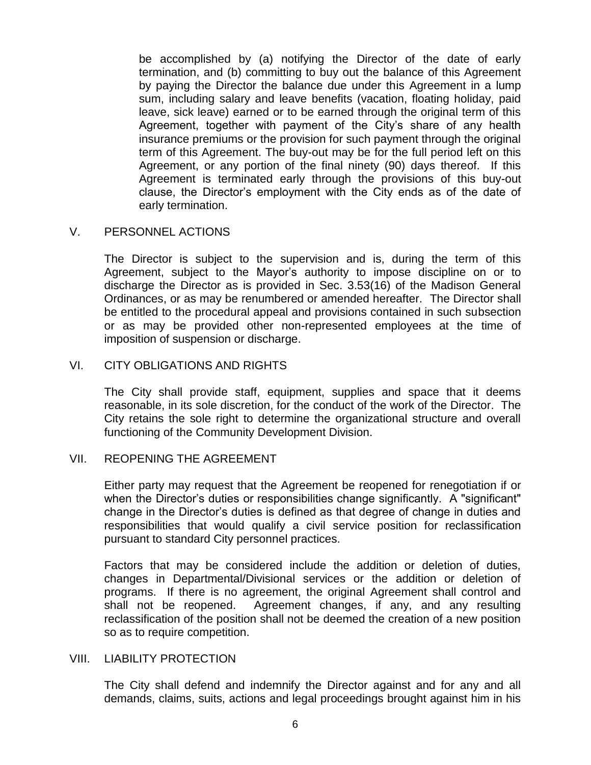be accomplished by (a) notifying the Director of the date of early termination, and (b) committing to buy out the balance of this Agreement by paying the Director the balance due under this Agreement in a lump sum, including salary and leave benefits (vacation, floating holiday, paid leave, sick leave) earned or to be earned through the original term of this Agreement, together with payment of the City's share of any health insurance premiums or the provision for such payment through the original term of this Agreement. The buy-out may be for the full period left on this Agreement, or any portion of the final ninety (90) days thereof. If this Agreement is terminated early through the provisions of this buy-out clause, the Director's employment with the City ends as of the date of early termination.

## V. PERSONNEL ACTIONS

The Director is subject to the supervision and is, during the term of this Agreement, subject to the Mayor's authority to impose discipline on or to discharge the Director as is provided in Sec. 3.53(16) of the Madison General Ordinances, or as may be renumbered or amended hereafter. The Director shall be entitled to the procedural appeal and provisions contained in such subsection or as may be provided other non-represented employees at the time of imposition of suspension or discharge.

## VI. CITY OBLIGATIONS AND RIGHTS

The City shall provide staff, equipment, supplies and space that it deems reasonable, in its sole discretion, for the conduct of the work of the Director. The City retains the sole right to determine the organizational structure and overall functioning of the Community Development Division.

## VII. REOPENING THE AGREEMENT

Either party may request that the Agreement be reopened for renegotiation if or when the Director's duties or responsibilities change significantly. A "significant" change in the Director's duties is defined as that degree of change in duties and responsibilities that would qualify a civil service position for reclassification pursuant to standard City personnel practices.

Factors that may be considered include the addition or deletion of duties, changes in Departmental/Divisional services or the addition or deletion of programs. If there is no agreement, the original Agreement shall control and shall not be reopened. Agreement changes, if any, and any resulting reclassification of the position shall not be deemed the creation of a new position so as to require competition.

## VIII. LIABILITY PROTECTION

The City shall defend and indemnify the Director against and for any and all demands, claims, suits, actions and legal proceedings brought against him in his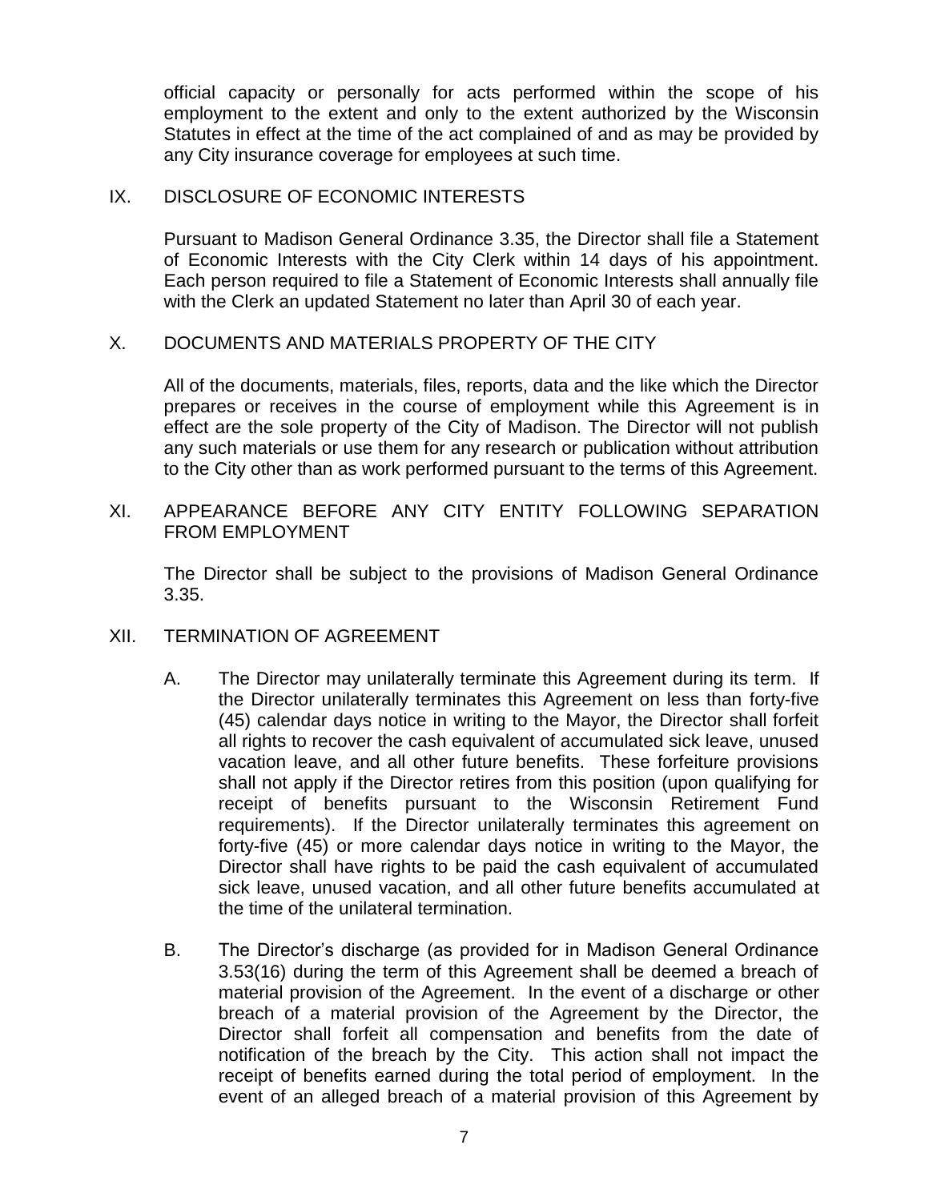official capacity or personally for acts performed within the scope of his employment to the extent and only to the extent authorized by the Wisconsin Statutes in effect at the time of the act complained of and as may be provided by any City insurance coverage for employees at such time.

## IX. DISCLOSURE OF ECONOMIC INTERESTS

Pursuant to Madison General Ordinance 3.35, the Director shall file a Statement of Economic Interests with the City Clerk within 14 days of his appointment. Each person required to file a Statement of Economic Interests shall annually file with the Clerk an updated Statement no later than April 30 of each year.

## X. DOCUMENTS AND MATERIALS PROPERTY OF THE CITY

All of the documents, materials, files, reports, data and the like which the Director prepares or receives in the course of employment while this Agreement is in effect are the sole property of the City of Madison. The Director will not publish any such materials or use them for any research or publication without attribution to the City other than as work performed pursuant to the terms of this Agreement.

## XI. APPEARANCE BEFORE ANY CITY ENTITY FOLLOWING SEPARATION FROM EMPLOYMENT

The Director shall be subject to the provisions of Madison General Ordinance 3.35.

## XII. TERMINATION OF AGREEMENT

A. The Director may unilaterally terminate this Agreement during its term. If the Director unilaterally terminates this Agreement on less than forty-five (45) calendar days notice in writing to the Mayor, the Director shall forfeit all rights to recover the cash equivalent of accumulated sick leave, unused vacation leave, and all other future benefits. These forfeiture provisions shall not apply if the Director retires from this position (upon qualifying for receipt of benefits pursuant to the Wisconsin Retirement Fund requirements). If the Director unilaterally terminates this agreement on forty-five (45) or more calendar days notice in writing to the Mayor, the Director shall have rights to be paid the cash equivalent of accumulated sick leave, unused vacation, and all other future benefits accumulated at the time of the unilateral termination.

B. The Director's discharge (as provided for in Madison General Ordinance 3.53(16) during the term of this Agreement shall be deemed a breach of material provision of the Agreement. In the event of a discharge or other breach of a material provision of the Agreement by the Director, the Director shall forfeit all compensation and benefits from the date of notification of the breach by the City. This action shall not impact the receipt of benefits earned during the total period of employment. In the event of an alleged breach of a material provision of this Agreement by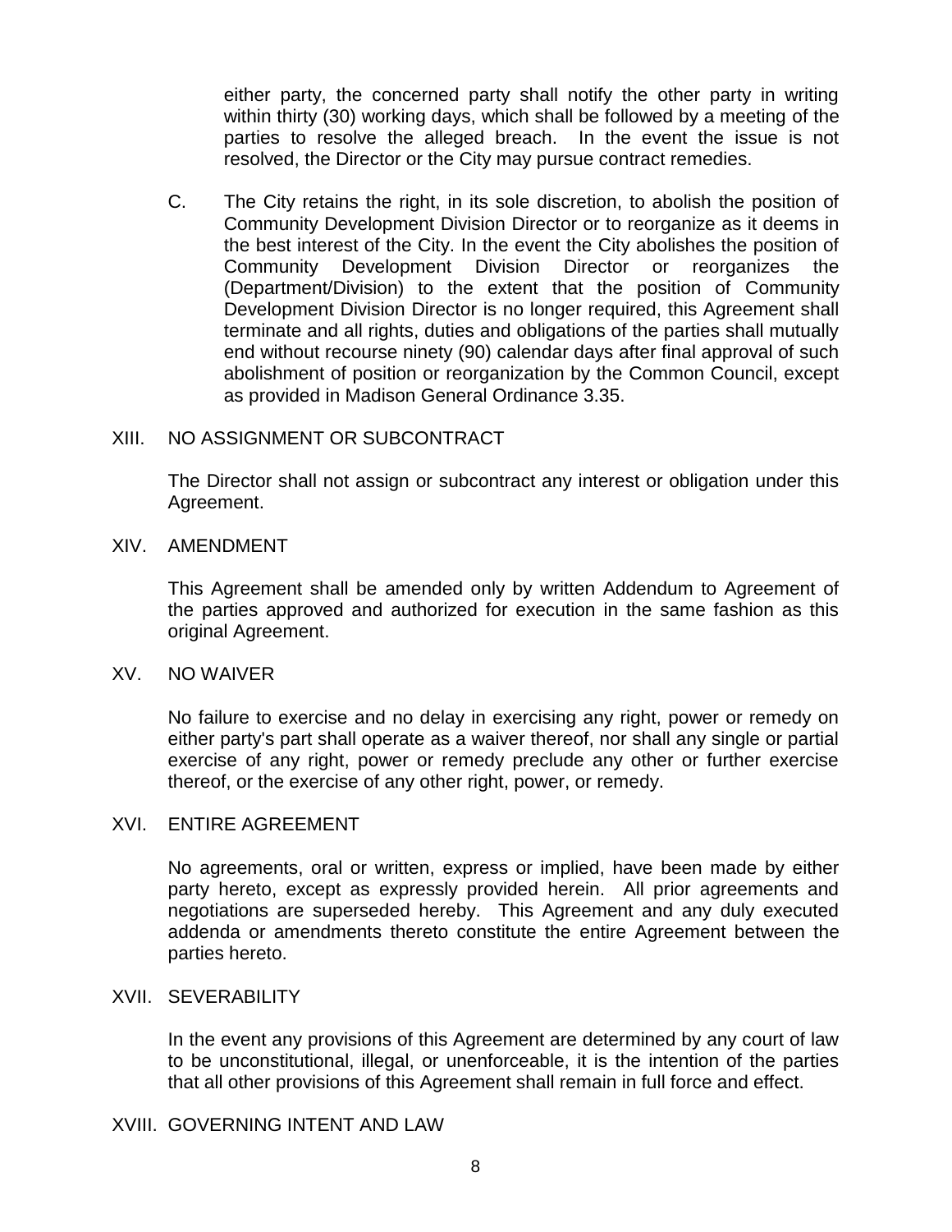either party, the concerned party shall notify the other party in writing within thirty (30) working days, which shall be followed by a meeting of the parties to resolve the alleged breach. In the event the issue is not resolved, the Director or the City may pursue contract remedies.

C. The City retains the right, in its sole discretion, to abolish the position of Community Development Division Director or to reorganize as it deems in the best interest of the City. In the event the City abolishes the position of Community Development Division Director or reorganizes the (Department/Division) to the extent that the position of Community Development Division Director is no longer required, this Agreement shall terminate and all rights, duties and obligations of the parties shall mutually end without recourse ninety (90) calendar days after final approval of such abolishment of position or reorganization by the Common Council, except as provided in Madison General Ordinance 3.35.

## XIII. NO ASSIGNMENT OR SUBCONTRACT

The Director shall not assign or subcontract any interest or obligation under this Agreement.

## XIV. AMENDMENT

This Agreement shall be amended only by written Addendum to Agreement of the parties approved and authorized for execution in the same fashion as this original Agreement.

## XV. NO WAIVER

No failure to exercise and no delay in exercising any right, power or remedy on either party's part shall operate as a waiver thereof, nor shall any single or partial exercise of any right, power or remedy preclude any other or further exercise thereof, or the exercise of any other right, power, or remedy.

## XVI. ENTIRE AGREEMENT

No agreements, oral or written, express or implied, have been made by either party hereto, except as expressly provided herein. All prior agreements and negotiations are superseded hereby. This Agreement and any duly executed addenda or amendments thereto constitute the entire Agreement between the parties hereto.

## XVII. SEVERABILITY

In the event any provisions of this Agreement are determined by any court of law to be unconstitutional, illegal, or unenforceable, it is the intention of the parties that all other provisions of this Agreement shall remain in full force and effect.

## XVIII. GOVERNING INTENT AND LAW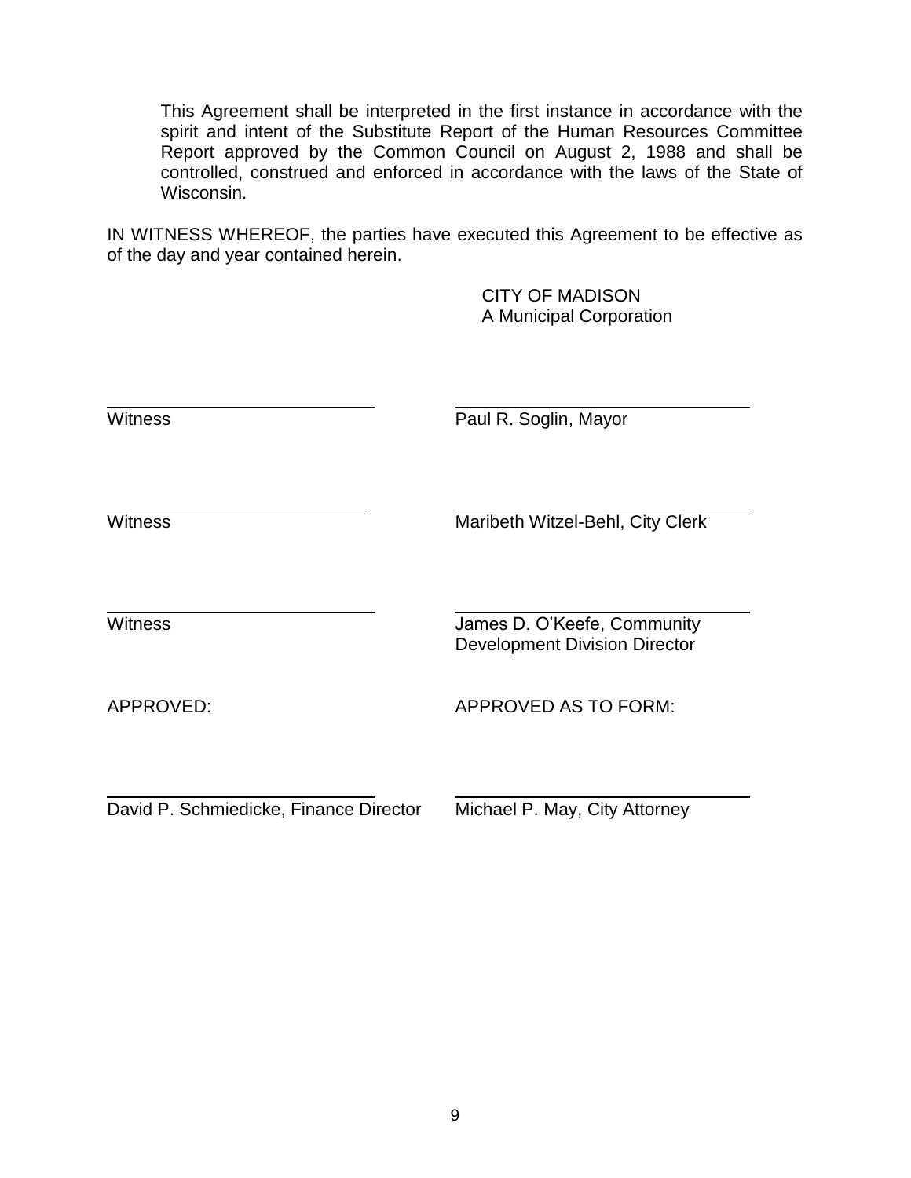This Agreement shall be interpreted in the first instance in accordance with the spirit and intent of the Substitute Report of the Human Resources Committee Report approved by the Common Council on August 2, 1988 and shall be controlled, construed and enforced in accordance with the laws of the State of Wisconsin.

IN WITNESS WHEREOF, the parties have executed this Agreement to be effective as of the day and year contained herein.

CITY OF MADISON
A Municipal Corporation

| | |
|---|---|
| \_\_\_\_\_\_\_\_\_\_\_\_\_\_\_\_\_\_\_\_\_\_\_\_ | \_\_\_\_\_\_\_\_\_\_\_\_\_\_\_\_\_\_\_\_\_\_\_\_ |
| Witness | Paul R. Soglin, Mayor |
| \_\_\_\_\_\_\_\_\_\_\_\_\_\_\_\_\_\_\_\_\_\_\_\_ | \_\_\_\_\_\_\_\_\_\_\_\_\_\_\_\_\_\_\_\_\_\_\_\_ |
| Witness | Maribeth Witzel-Behl, City Clerk |
| \_\_\_\_\_\_\_\_\_\_\_\_\_\_\_\_\_\_\_\_\_\_\_\_ | \_\_\_\_\_\_\_\_\_\_\_\_\_\_\_\_\_\_\_\_\_\_\_\_ |
| Witness | James D. O'Keefe, Community Development Division Director |
| APPROVED: | APPROVED AS TO FORM: |
| \_\_\_\_\_\_\_\_\_\_\_\_\_\_\_\_\_\_\_\_\_\_\_\_ | \_\_\_\_\_\_\_\_\_\_\_\_\_\_\_\_\_\_\_\_\_\_\_\_ |
| David P. Schmiedicke, Finance Director | Michael P. May, City Attorney |